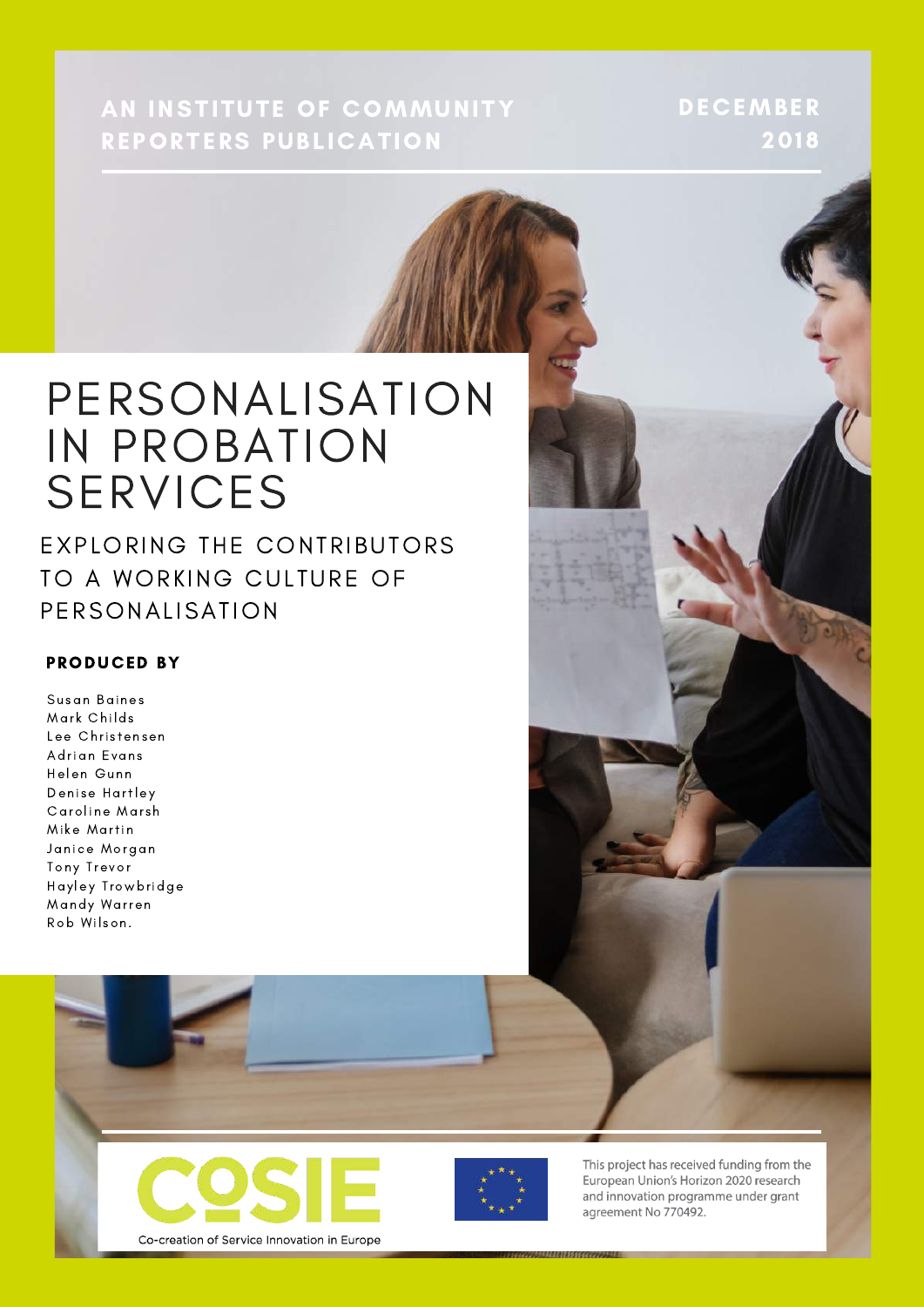AN INSTITUTE OF COMMUNITY REPORTERS PUBLICATION

DECEMBER 2018

# PERSONALISATION IN PROBATION SERVICES

## EXPLORING THE CONTRIBUTORS TO A WORKING CULTURE OF PERSONALISATION

**PRODUCED BY**

Susan Baines
Mark Childs
Lee Christensen
Adrian Evans
Helen Gunn
Denise Hartley
Caroline Marsh
Mike Martin
Janice Morgan
Tony Trevor
Hayley Trowbridge
Mandy Warren
Rob Wilson.

COSIE

Co-creation of Service Innovation in Europe

This project has received funding from the European Union's Horizon 2020 research and innovation programme under grant agreement No 770492.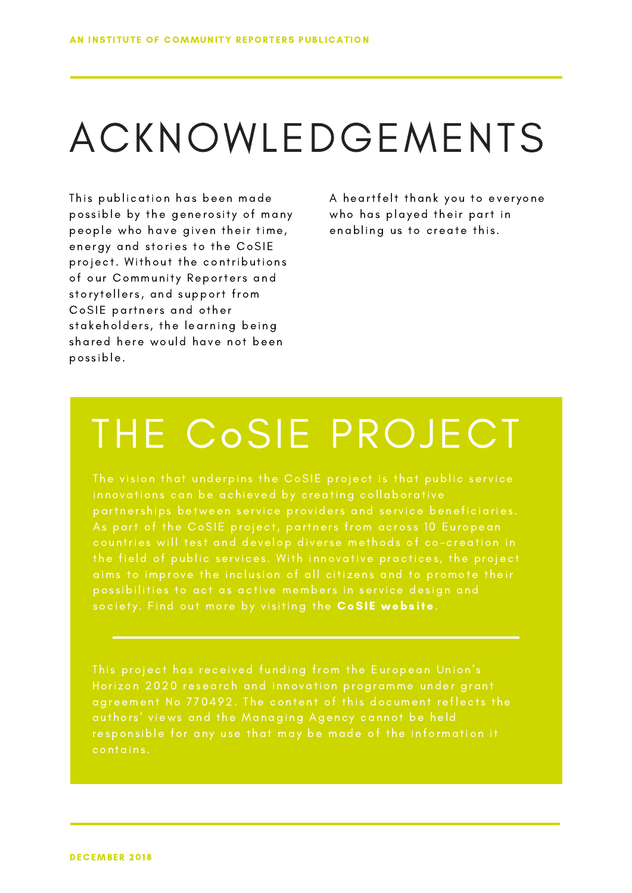# ACKNOWLEDGEMENTS

This publication has been made possible by the generosity of many people who have given their time, energy and stories to the CoSIE project. Without the contributions of our Community Reporters and storytellers, and support from CoSIE partners and other stakeholders, the learning being shared here would have not been possible.

A heartfelt thank you to everyone who has played their part in enabling us to create this.

# THE CoSIE PROJECT

The vision that underpins the CoSIE project is that public service innovations can be achieved by creating collaborative partnerships between service providers and service beneficiaries. As part of the CoSIE project, partners from across 10 European countries will test and develop diverse methods of co-creation in the field of public services. With innovative practices, the project aims to improve the inclusion of all citizens and to promote their possibilities to act as active members in service design and society. Find out more by visiting the **CoSIE website**.

This project has received funding from the European Union's Horizon 2020 research and innovation programme under grant agreement No 770492. The content of this document reflects the authors' views and the Managing Agency cannot be held responsible for any use that may be made of the information it contains.

DECEMBER 2018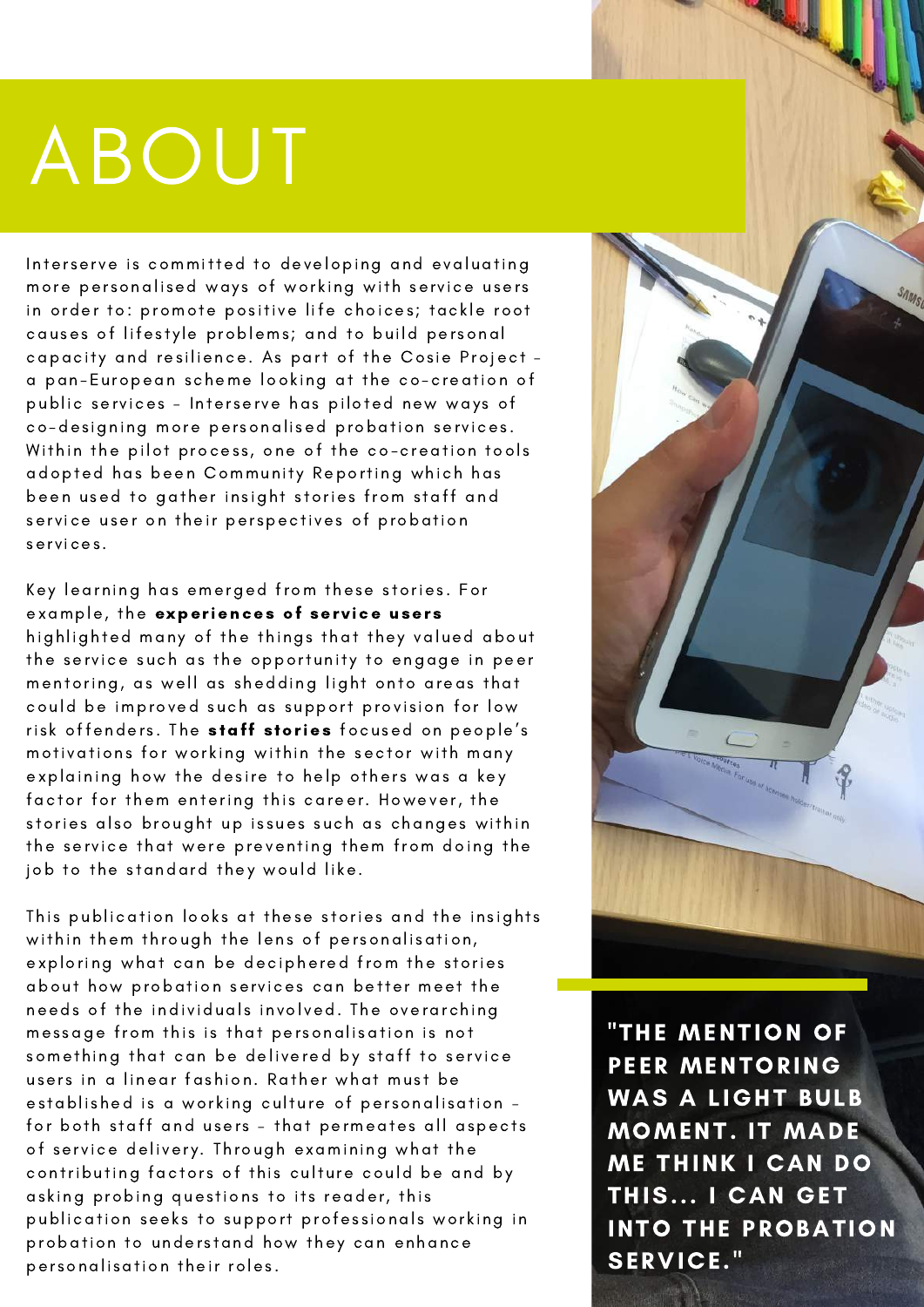# ABOUT

Interserve is committed to developing and evaluating more personalised ways of working with service users in order to: promote positive life choices; tackle root causes of lifestyle problems; and to build personal capacity and resilience. As part of the Cosie Project - a pan-European scheme looking at the co-creation of public services - Interserve has piloted new ways of co-designing more personalised probation services. Within the pilot process, one of the co-creation tools adopted has been Community Reporting which has been used to gather insight stories from staff and service user on their perspectives of probation services.

Key learning has emerged from these stories. For example, the **experiences of service users** highlighted many of the things that they valued about the service such as the opportunity to engage in peer mentoring, as well as shedding light onto areas that could be improved such as support provision for low risk offenders. The **staff stories** focused on people's motivations for working within the sector with many explaining how the desire to help others was a key factor for them entering this career. However, the stories also brought up issues such as changes within the service that were preventing them from doing the job to the standard they would like.

This publication looks at these stories and the insights within them through the lens of personalisation, exploring what can be deciphered from the stories about how probation services can better meet the needs of the individuals involved. The overarching message from this is that personalisation is not something that can be delivered by staff to service users in a linear fashion. Rather what must be established is a working culture of personalisation - for both staff and users - that permeates all aspects of service delivery. Through examining what the contributing factors of this culture could be and by asking probing questions to its reader, this publication seeks to support professionals working in probation to understand how they can enhance personalisation their roles.

**"THE MENTION OF PEER MENTORING WAS A LIGHT BULB MOMENT. IT MADE ME THINK I CAN DO THIS... I CAN GET INTO THE PROBATION SERVICE."**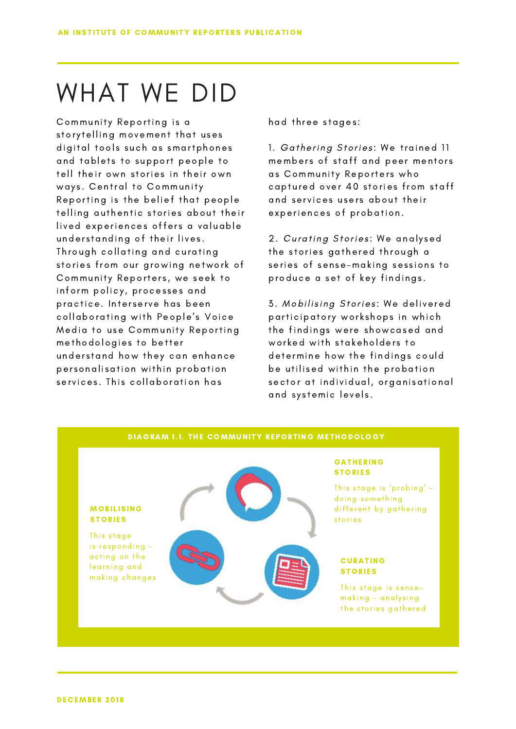# WHAT WE DID

Community Reporting is a storytelling movement that uses digital tools such as smartphones and tablets to support people to tell their own stories in their own ways. Central to Community Reporting is the belief that people telling authentic stories about their lived experiences offers a valuable understanding of their lives. Through collating and curating stories from our growing network of Community Reporters, we seek to inform policy, processes and practice. Interserve has been collaborating with People's Voice Media to use Community Reporting methodologies to better understand how they can enhance personalisation within probation services. This collaboration has had three stages:

1. *Gathering Stories*: We trained 11 members of staff and peer mentors as Community Reporters who captured over 40 stories from staff and services users about their experiences of probation.

2. *Curating Stories*: We analysed the stories gathered through a series of sense-making sessions to produce a set of key findings.

3. *Mobilising Stories*: We delivered participatory workshops in which the findings were showcased and worked with stakeholders to determine how the findings could be utilised within the probation sector at individual, organisational and systemic levels.

**DIAGRAM 1.1. THE COMMUNITY REPORTING METHODOLOGY**

**GATHERING STORIES**

This stage is 'probing' - doing something different by gathering stories

**CURATING STORIES**

This stage is sense-making - analysing the stories gathered

**MOBILISING STORIES**

This stage is responding - acting on the learning and making changes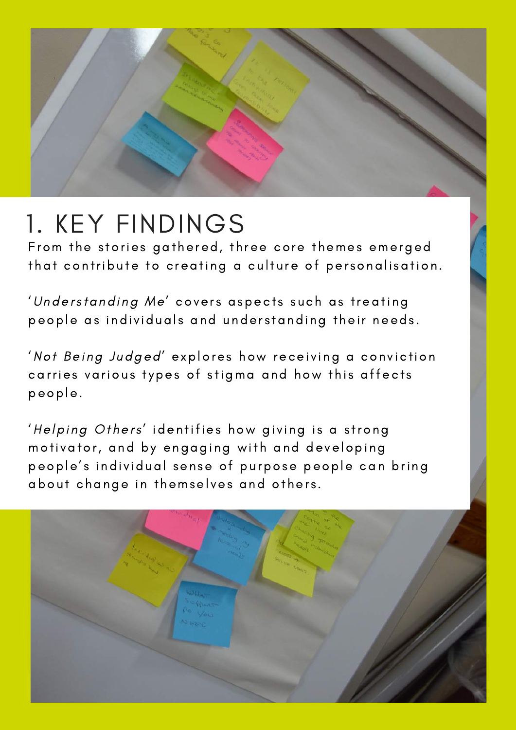# 1. KEY FINDINGS

From the stories gathered, three core themes emerged that contribute to creating a culture of personalisation.

'*Understanding Me*' covers aspects such as treating people as individuals and understanding their needs.

'*Not Being Judged*' explores how receiving a conviction carries various types of stigma and how this affects people.

'*Helping Others*' identifies how giving is a strong motivator, and by engaging with and developing people's individual sense of purpose people can bring about change in themselves and others.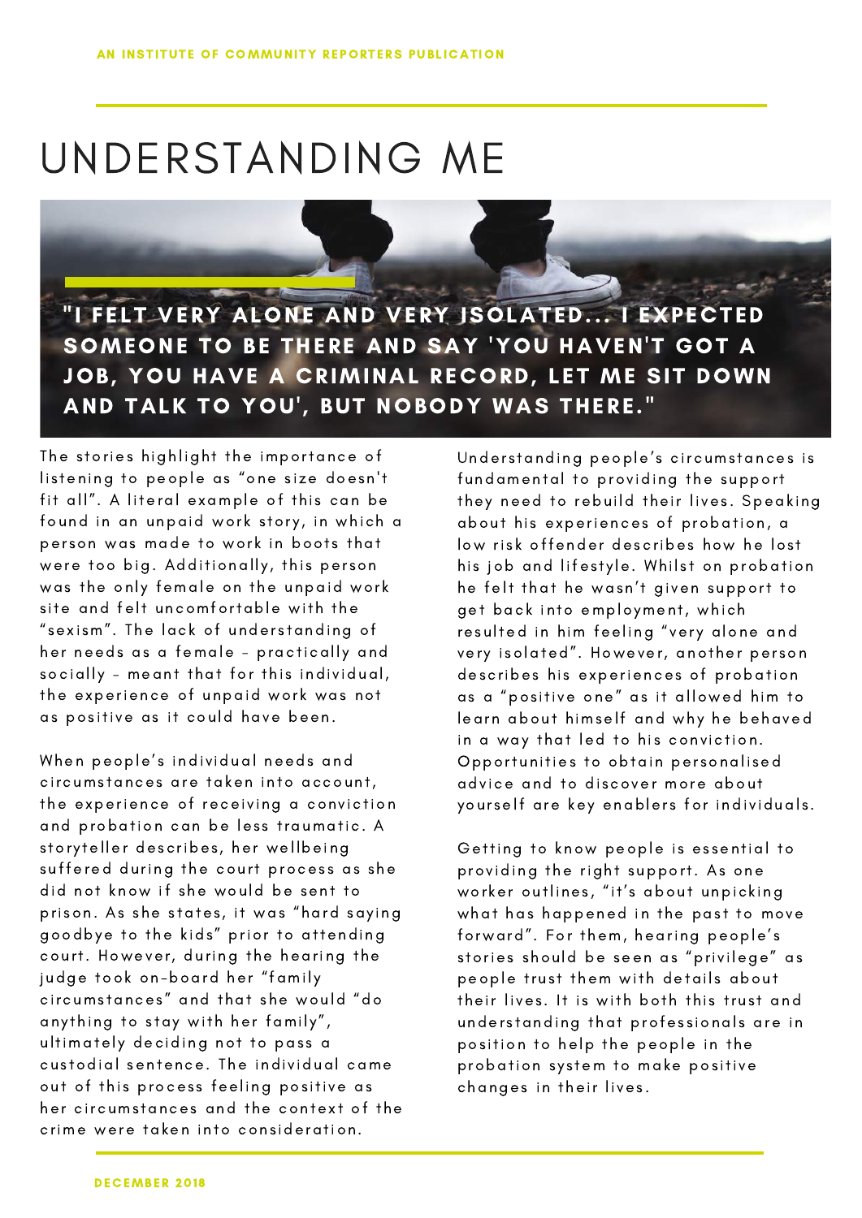# UNDERSTANDING ME

**"I FELT VERY ALONE AND VERY ISOLATED... I EXPECTED SOMEONE TO BE THERE AND SAY 'YOU HAVEN'T GOT A JOB, YOU HAVE A CRIMINAL RECORD, LET ME SIT DOWN AND TALK TO YOU', BUT NOBODY WAS THERE."**

The stories highlight the importance of listening to people as "one size doesn't fit all". A literal example of this can be found in an unpaid work story, in which a person was made to work in boots that were too big. Additionally, this person was the only female on the unpaid work site and felt uncomfortable with the "sexism". The lack of understanding of her needs as a female – practically and socially – meant that for this individual, the experience of unpaid work was not as positive as it could have been.

When people's individual needs and circumstances are taken into account, the experience of receiving a conviction and probation can be less traumatic. A storyteller describes, her wellbeing suffered during the court process as she did not know if she would be sent to prison. As she states, it was "hard saying goodbye to the kids" prior to attending court. However, during the hearing the judge took on-board her "family circumstances" and that she would "do anything to stay with her family", ultimately deciding not to pass a custodial sentence. The individual came out of this process feeling positive as her circumstances and the context of the crime were taken into consideration.

Understanding people's circumstances is fundamental to providing the support they need to rebuild their lives. Speaking about his experiences of probation, a low risk offender describes how he lost his job and lifestyle. Whilst on probation he felt that he wasn't given support to get back into employment, which resulted in him feeling "very alone and very isolated". However, another person describes his experiences of probation as a "positive one" as it allowed him to learn about himself and why he behaved in a way that led to his conviction. Opportunities to obtain personalised advice and to discover more about yourself are key enablers for individuals.

Getting to know people is essential to providing the right support. As one worker outlines, "it's about unpicking what has happened in the past to move forward". For them, hearing people's stories should be seen as "privilege" as people trust them with details about their lives. It is with both this trust and understanding that professionals are in position to help the people in the probation system to make positive changes in their lives.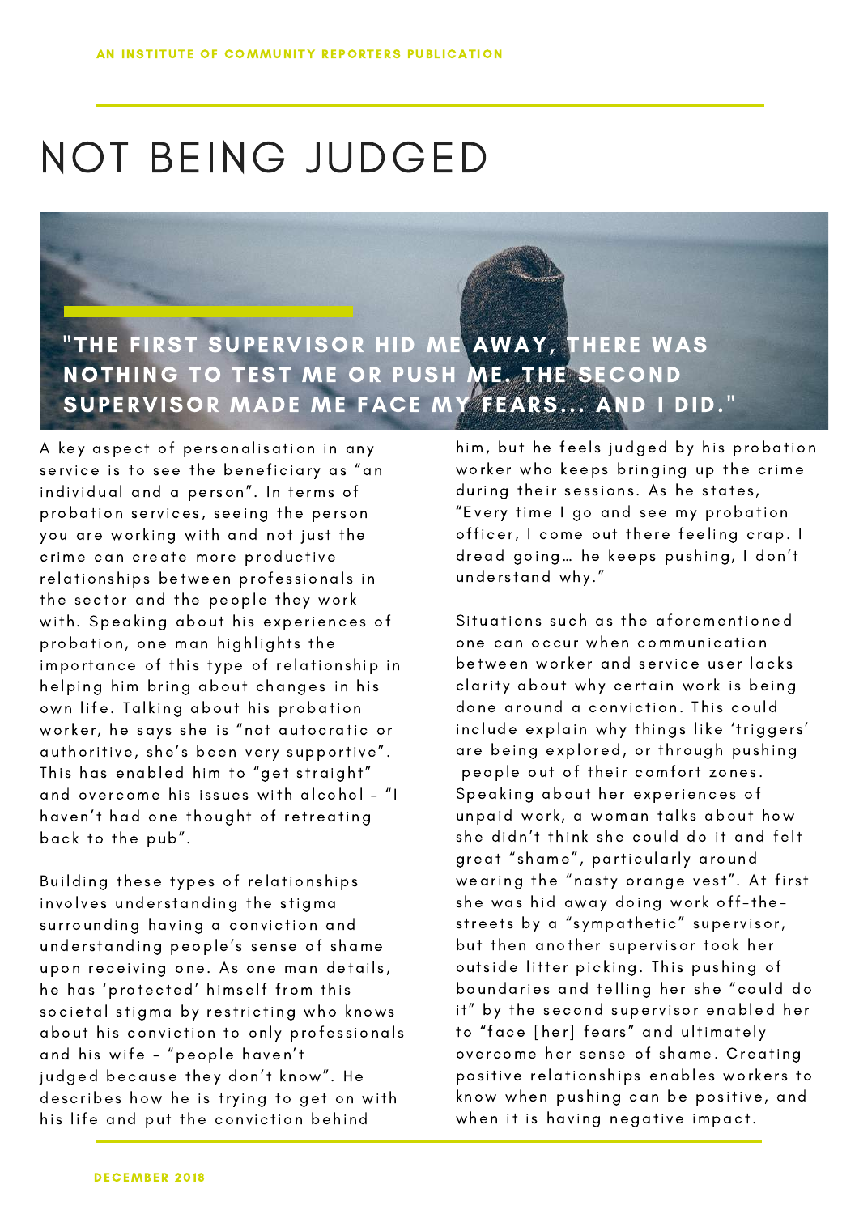# NOT BEING JUDGED

**"THE FIRST SUPERVISOR HID ME AWAY, THERE WAS NOTHING TO TEST ME OR PUSH ME. THE SECOND SUPERVISOR MADE ME FACE MY FEARS... AND I DID."**

A key aspect of personalisation in any service is to see the beneficiary as "an individual and a person". In terms of probation services, seeing the person you are working with and not just the crime can create more productive relationships between professionals in the sector and the people they work with. Speaking about his experiences of probation, one man highlights the importance of this type of relationship in helping him bring about changes in his own life. Talking about his probation worker, he says she is "not autocratic or authoritive, she's been very supportive". This has enabled him to "get straight" and overcome his issues with alcohol - "I haven't had one thought of retreating back to the pub".

Building these types of relationships involves understanding the stigma surrounding having a conviction and understanding people's sense of shame upon receiving one. As one man details, he has 'protected' himself from this societal stigma by restricting who knows about his conviction to only professionals and his wife - "people haven't judged because they don't know". He describes how he is trying to get on with his life and put the conviction behind him, but he feels judged by his probation worker who keeps bringing up the crime during their sessions. As he states, "Every time I go and see my probation officer, I come out there feeling crap. I dread going… he keeps pushing, I don't understand why."

Situations such as the aforementioned one can occur when communication between worker and service user lacks clarity about why certain work is being done around a conviction. This could include explain why things like 'triggers' are being explored, or through pushing people out of their comfort zones. Speaking about her experiences of unpaid work, a woman talks about how she didn't think she could do it and felt great "shame", particularly around wearing the "nasty orange vest". At first she was hid away doing work off-the-streets by a "sympathetic" supervisor, but then another supervisor took her outside litter picking. This pushing of boundaries and telling her she "could do it" by the second supervisor enabled her to "face [her] fears" and ultimately overcome her sense of shame. Creating positive relationships enables workers to know when pushing can be positive, and when it is having negative impact.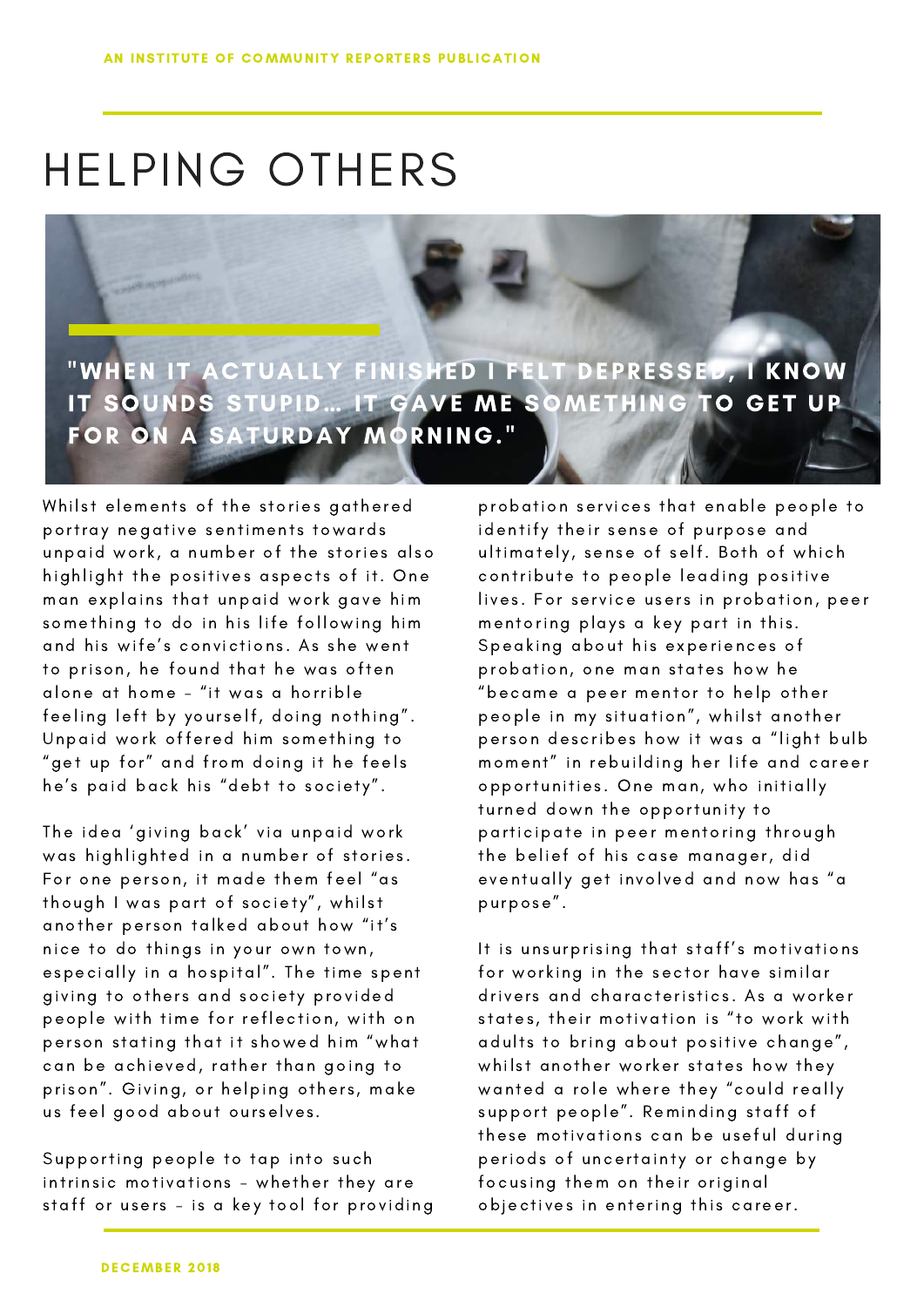# HELPING OTHERS

**"WHEN IT ACTUALLY FINISHED I FELT DEPRESSED, I KNOW IT SOUNDS STUPID... IT GAVE ME SOMETHING TO GET UP FOR ON A SATURDAY MORNING."**

Whilst elements of the stories gathered portray negative sentiments towards unpaid work, a number of the stories also highlight the positives aspects of it. One man explains that unpaid work gave him something to do in his life following him and his wife's convictions. As she went to prison, he found that he was often alone at home – "it was a horrible feeling left by yourself, doing nothing". Unpaid work offered him something to "get up for" and from doing it he feels he's paid back his "debt to society".

The idea 'giving back' via unpaid work was highlighted in a number of stories. For one person, it made them feel "as though I was part of society", whilst another person talked about how "it's nice to do things in your own town, especially in a hospital". The time spent giving to others and society provided people with time for reflection, with on person stating that it showed him "what can be achieved, rather than going to prison". Giving, or helping others, make us feel good about ourselves.

Supporting people to tap into such intrinsic motivations – whether they are staff or users – is a key tool for providing probation services that enable people to identify their sense of purpose and ultimately, sense of self. Both of which contribute to people leading positive lives. For service users in probation, peer mentoring plays a key part in this. Speaking about his experiences of probation, one man states how he "became a peer mentor to help other people in my situation", whilst another person describes how it was a "light bulb moment" in rebuilding her life and career opportunities. One man, who initially turned down the opportunity to participate in peer mentoring through the belief of his case manager, did eventually get involved and now has "a purpose".

It is unsurprising that staff's motivations for working in the sector have similar drivers and characteristics. As a worker states, their motivation is "to work with adults to bring about positive change", whilst another worker states how they wanted a role where they "could really support people". Reminding staff of these motivations can be useful during periods of uncertainty or change by focusing them on their original objectives in entering this career.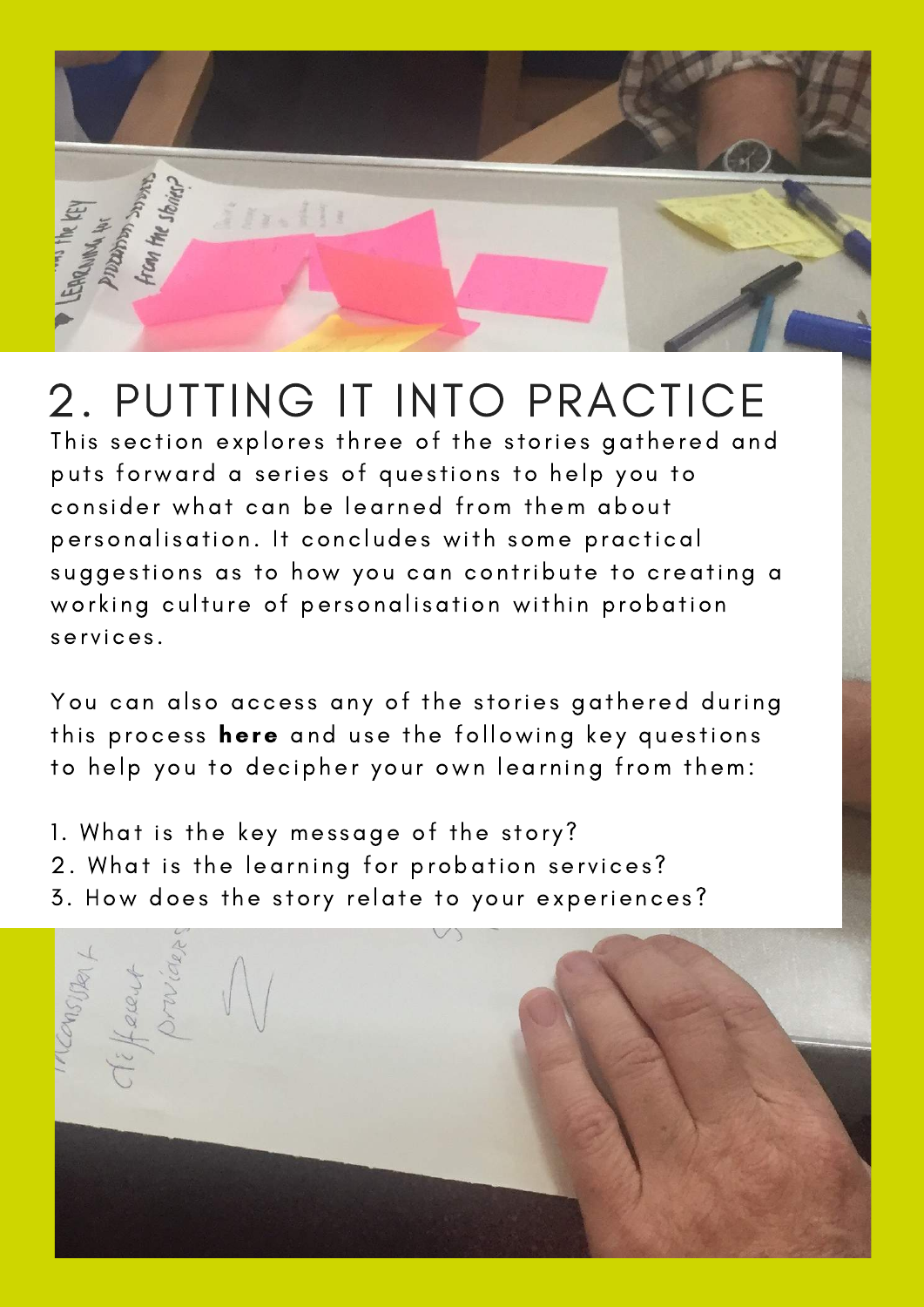## 2. PUTTING IT INTO PRACTICE

This section explores three of the stories gathered and puts forward a series of questions to help you to consider what can be learned from them about personalisation. It concludes with some practical suggestions as to how you can contribute to creating a working culture of personalisation within probation services.

You can also access any of the stories gathered during this process **here** and use the following key questions to help you to decipher your own learning from them:

1. What is the key message of the story?
2. What is the learning for probation services?
3. How does the story relate to your experiences?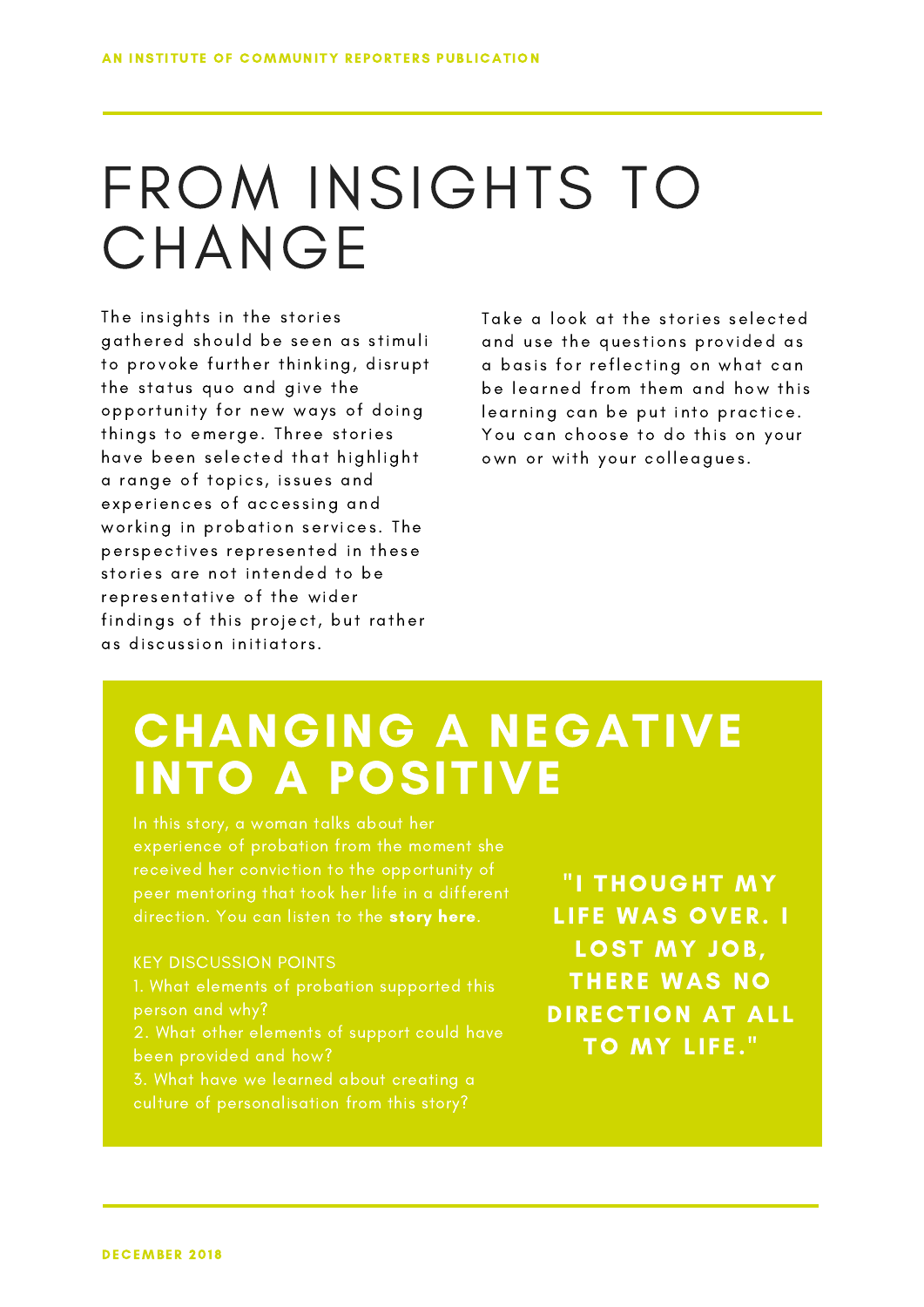# FROM INSIGHTS TO CHANGE

The insights in the stories gathered should be seen as stimuli to provoke further thinking, disrupt the status quo and give the opportunity for new ways of doing things to emerge. Three stories have been selected that highlight a range of topics, issues and experiences of accessing and working in probation services. The perspectives represented in these stories are not intended to be representative of the wider findings of this project, but rather as discussion initiators.

Take a look at the stories selected and use the questions provided as a basis for reflecting on what can be learned from them and how this learning can be put into practice. You can choose to do this on your own or with your colleagues.

## CHANGING A NEGATIVE INTO A POSITIVE

In this story, a woman talks about her experience of probation from the moment she received her conviction to the opportunity of peer mentoring that took her life in a different direction. You can listen to the **story here**.

KEY DISCUSSION POINTS

1. What elements of probation supported this person and why?
2. What other elements of support could have been provided and how?
3. What have we learned about creating a culture of personalisation from this story?

**"I THOUGHT MY LIFE WAS OVER. I LOST MY JOB, THERE WAS NO DIRECTION AT ALL TO MY LIFE."**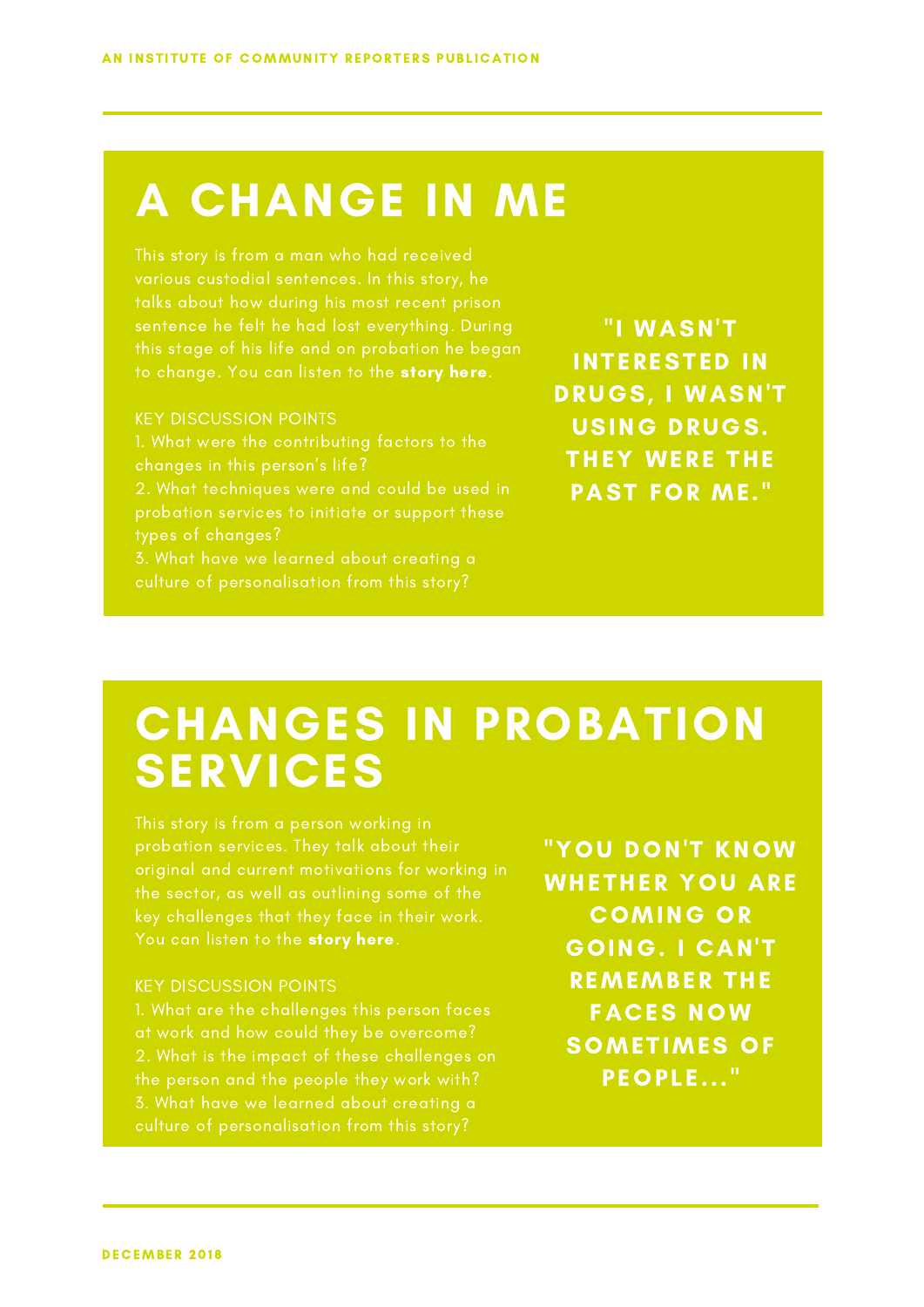# A CHANGE IN ME

This story is from a man who had received various custodial sentences. In this story, he talks about how during his most recent prison sentence he felt he had lost everything. During this stage of his life and on probation he began to change. You can listen to the **story here**.

KEY DISCUSSION POINTS

1. What were the contributing factors to the changes in this person's life?
2. What techniques were and could be used in probation services to initiate or support these types of changes?
3. What have we learned about creating a culture of personalisation from this story?

**"I WASN'T INTERESTED IN DRUGS, I WASN'T USING DRUGS. THEY WERE THE PAST FOR ME."**

# CHANGES IN PROBATION SERVICES

This story is from a person working in probation services. They talk about their original and current motivations for working in the sector, as well as outlining some of the key challenges that they face in their work. You can listen to the **story here**.

KEY DISCUSSION POINTS

1. What are the challenges this person faces at work and how could they be overcome?
2. What is the impact of these challenges on the person and the people they work with?
3. What have we learned about creating a culture of personalisation from this story?

**"YOU DON'T KNOW WHETHER YOU ARE COMING OR GOING. I CAN'T REMEMBER THE FACES NOW SOMETIMES OF PEOPLE..."**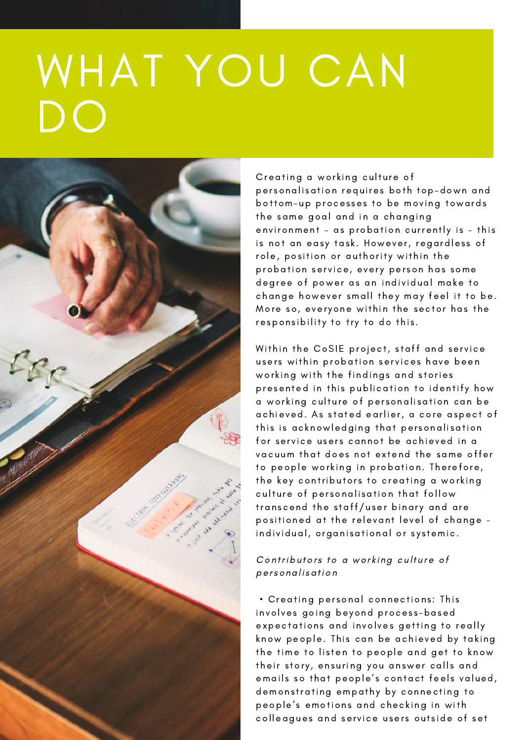# WHAT YOU CAN DO

Creating a working culture of personalisation requires both top-down and bottom-up processes to be moving towards the same goal and in a changing environment - as probation currently is - this is not an easy task. However, regardless of role, position or authority within the probation service, every person has some degree of power as an individual make to change however small they may feel it to be. More so, everyone within the sector has the responsibility to try to do this.

Within the CoSIE project, staff and service users within probation services have been working with the findings and stories presented in this publication to identify how a working culture of personalisation can be achieved. As stated earlier, a core aspect of this is acknowledging that personalisation for service users cannot be achieved in a vacuum that does not extend the same offer to people working in probation. Therefore, the key contributors to creating a working culture of personalisation that follow transcend the staff/user binary and are positioned at the relevant level of change - individual, organisational or systemic.

*Contributors to a working culture of personalisation*

• Creating personal connections: This involves going beyond process-based expectations and involves getting to really know people. This can be achieved by taking the time to listen to people and get to know their story, ensuring you answer calls and emails so that people's contact feels valued, demonstrating empathy by connecting to people's emotions and checking in with colleagues and service users outside of set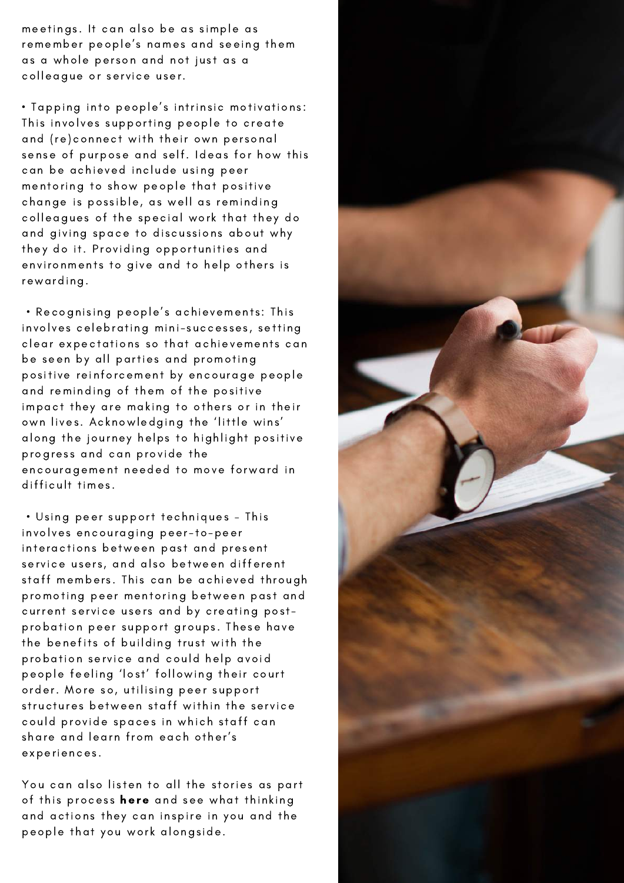meetings. It can also be as simple as remember people's names and seeing them as a whole person and not just as a colleague or service user.

- Tapping into people's intrinsic motivations: This involves supporting people to create and (re)connect with their own personal sense of purpose and self. Ideas for how this can be achieved include using peer mentoring to show people that positive change is possible, as well as reminding colleagues of the special work that they do and giving space to discussions about why they do it. Providing opportunities and environments to give and to help others is rewarding.

- Recognising people's achievements: This involves celebrating mini-successes, setting clear expectations so that achievements can be seen by all parties and promoting positive reinforcement by encourage people and reminding of them of the positive impact they are making to others or in their own lives. Acknowledging the 'little wins' along the journey helps to highlight positive progress and can provide the encouragement needed to move forward in difficult times.

- Using peer support techniques - This involves encouraging peer-to-peer interactions between past and present service users, and also between different staff members. This can be achieved through promoting peer mentoring between past and current service users and by creating post-probation peer support groups. These have the benefits of building trust with the probation service and could help avoid people feeling 'lost' following their court order. More so, utilising peer support structures between staff within the service could provide spaces in which staff can share and learn from each other's experiences.

You can also listen to all the stories as part of this process **here** and see what thinking and actions they can inspire in you and the people that you work alongside.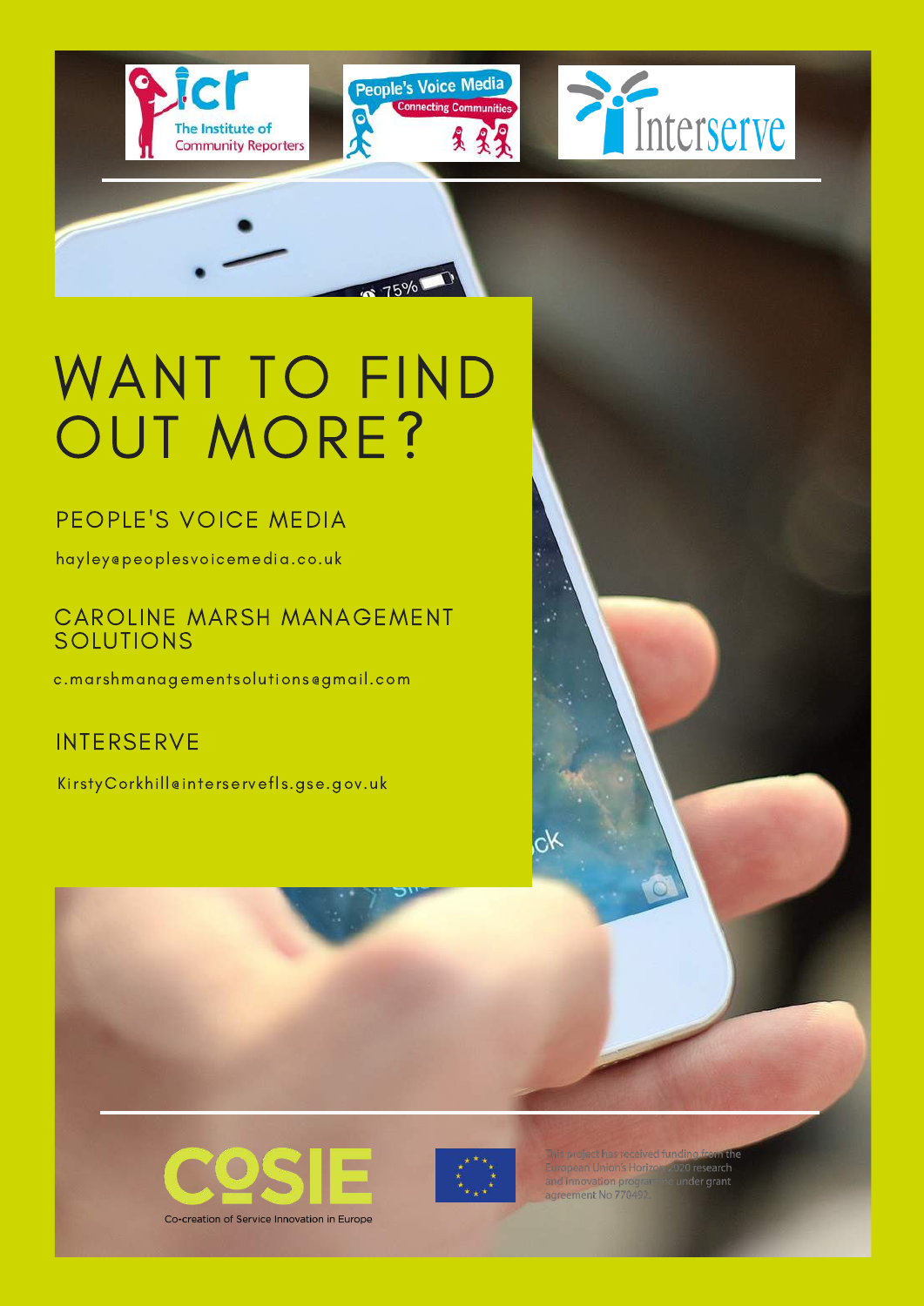# WANT TO FIND OUT MORE?

## PEOPLE'S VOICE MEDIA

hayley@peoplesvoicemedia.co.uk

## CAROLINE MARSH MANAGEMENT SOLUTIONS

c.marshmanagementsolutions@gmail.com

## INTERSERVE

KirstyCorkhill@interservefls.gse.gov.uk

COSIE

Co-creation of Service Innovation in Europe

This project has received funding from the European Union's Horizon 2020 research and innovation programme under grant agreement No 770492.